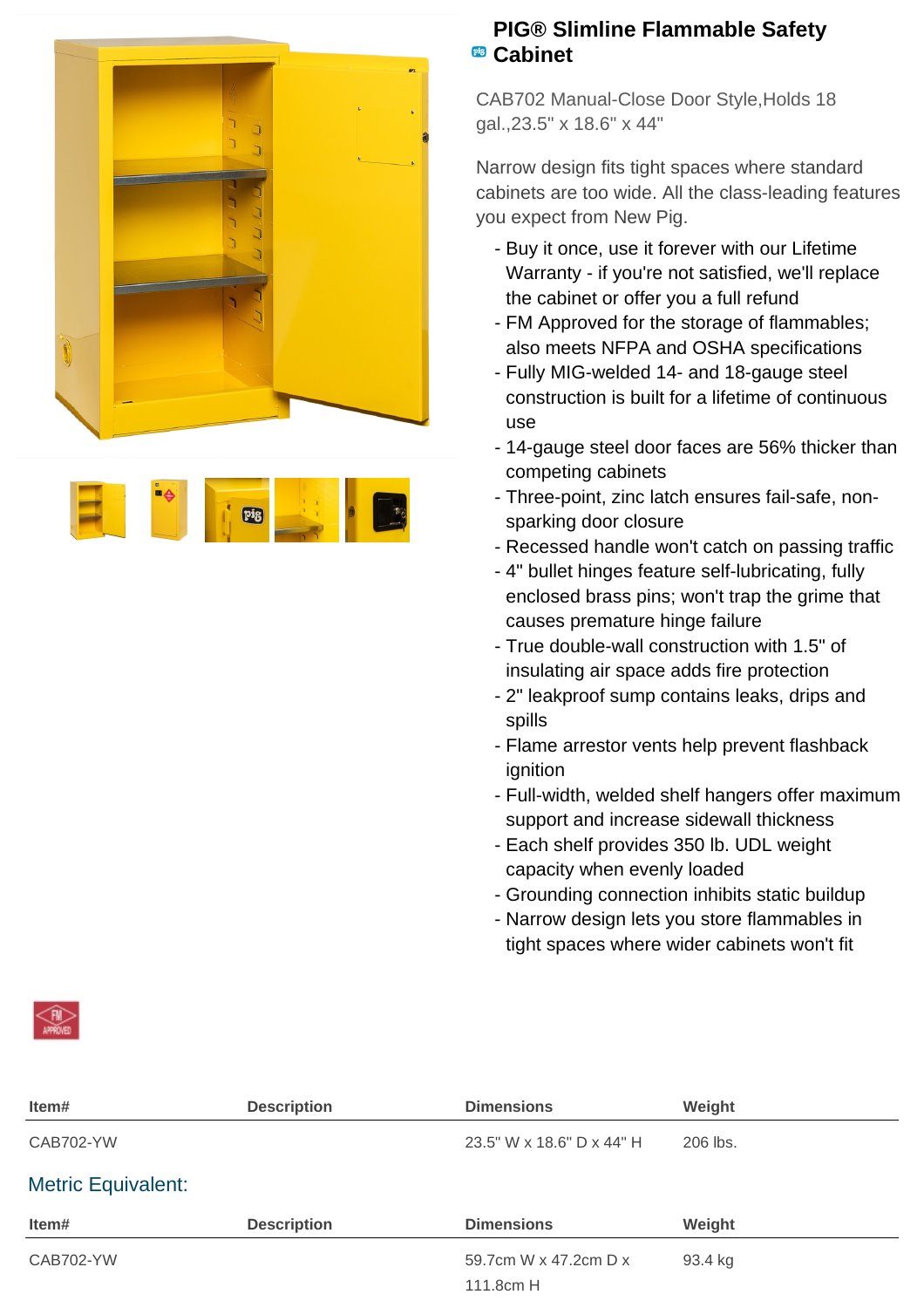# PIG® Slimline Flammable Safety Cabinet

CAB702 Manual-Close Door Style,Holds 18 gal.,23.5" x 18.6" x 44"

Narrow design fits tight spaces where standard cabinets are too wide. All the class-leading features you expect from New Pig.

- Buy it once, use it forever with our Lifetime Warranty - if you're not satisfied, we'll replace the cabinet or offer you a full refund
- FM Approved for the storage of flammables; also meets NFPA and OSHA specifications
- Fully MIG-welded 14- and 18-gauge steel construction is built for a lifetime of continuous use
- 14-gauge steel door faces are 56% thicker than competing cabinets
- Three-point, zinc latch ensures fail-safe, non-sparking door closure
- Recessed handle won't catch on passing traffic
- 4" bullet hinges feature self-lubricating, fully enclosed brass pins; won't trap the grime that causes premature hinge failure
- True double-wall construction with 1.5" of insulating air space adds fire protection
- 2" leakproof sump contains leaks, drips and spills
- Flame arrestor vents help prevent flashback ignition
- Full-width, welded shelf hangers offer maximum support and increase sidewall thickness
- Each shelf provides 350 lb. UDL weight capacity when evenly loaded
- Grounding connection inhibits static buildup
- Narrow design lets you store flammables in tight spaces where wider cabinets won't fit

FM APPROVED

| Item# | Description | Dimensions | Weight |
|---|---|---|---|
| CAB702-YW | | 23.5" W x 18.6" D x 44" H | 206 lbs. |

## Metric Equivalent:

| Item# | Description | Dimensions | Weight |
|---|---|---|---|
| CAB702-YW | | 59.7cm W x 47.2cm D x 111.8cm H | 93.4 kg |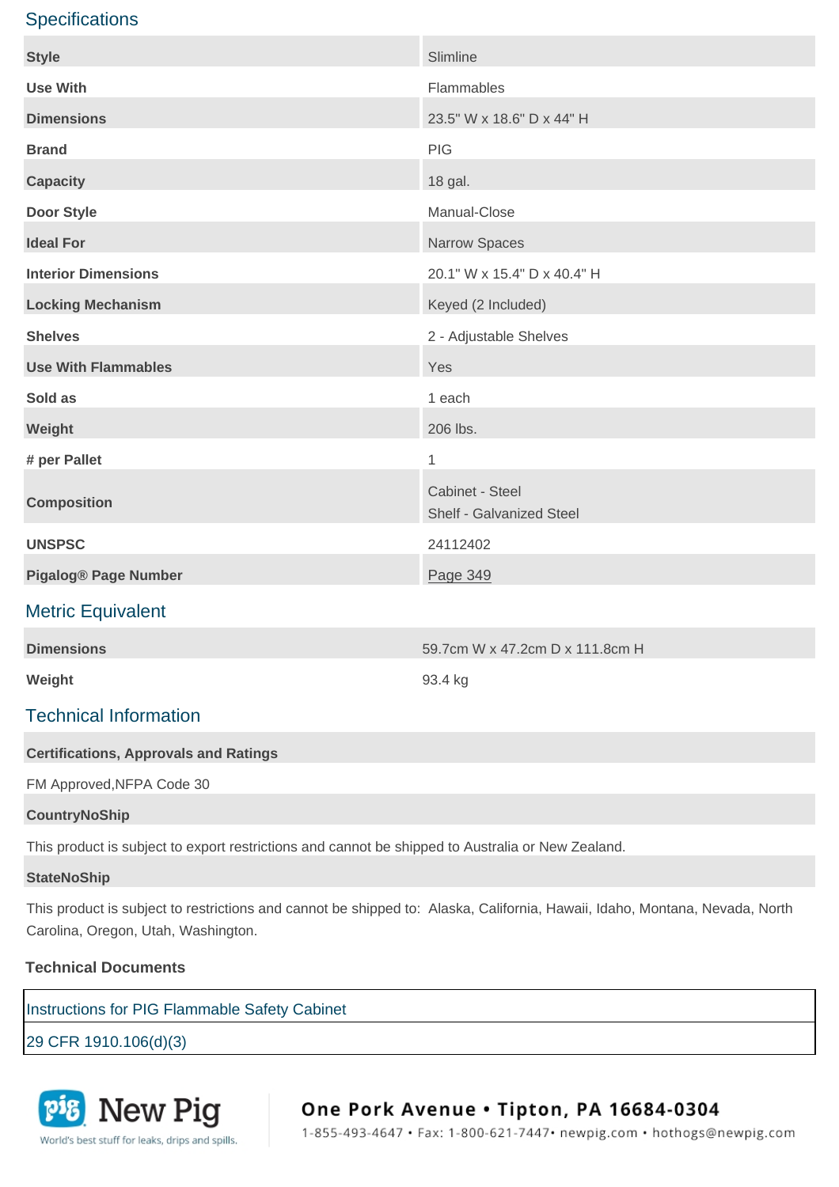## Specifications

| | |
|---|---|
| **Style** | Slimline |
| **Use With** | Flammables |
| **Dimensions** | 23.5" W x 18.6" D x 44" H |
| **Brand** | PIG |
| **Capacity** | 18 gal. |
| **Door Style** | Manual-Close |
| **Ideal For** | Narrow Spaces |
| **Interior Dimensions** | 20.1" W x 15.4" D x 40.4" H |
| **Locking Mechanism** | Keyed (2 Included) |
| **Shelves** | 2 - Adjustable Shelves |
| **Use With Flammables** | Yes |
| **Sold as** | 1 each |
| **Weight** | 206 lbs. |
| **# per Pallet** | 1 |
| **Composition** | Cabinet - Steel<br>Shelf - Galvanized Steel |
| **UNSPSC** | 24112402 |
| **Pigalog® Page Number** | Page 349 |

## Metric Equivalent

| | |
|---|---|
| **Dimensions** | 59.7cm W x 47.2cm D x 111.8cm H |
| **Weight** | 93.4 kg |

## Technical Information

**Certifications, Approvals and Ratings**

FM Approved,NFPA Code 30

**CountryNoShip**

This product is subject to export restrictions and cannot be shipped to Australia or New Zealand.

**StateNoShip**

This product is subject to restrictions and cannot be shipped to: Alaska, California, Hawaii, Idaho, Montana, Nevada, North Carolina, Oregon, Utah, Washington.

### Technical Documents

| |
|---|
| Instructions for PIG Flammable Safety Cabinet |
| 29 CFR 1910.106(d)(3) |

New Pig — World's best stuff for leaks, drips and spills.

One Pork Avenue • Tipton, PA 16684-0304

1-855-493-4647 • Fax: 1-800-621-7447• newpig.com • hothogs@newpig.com